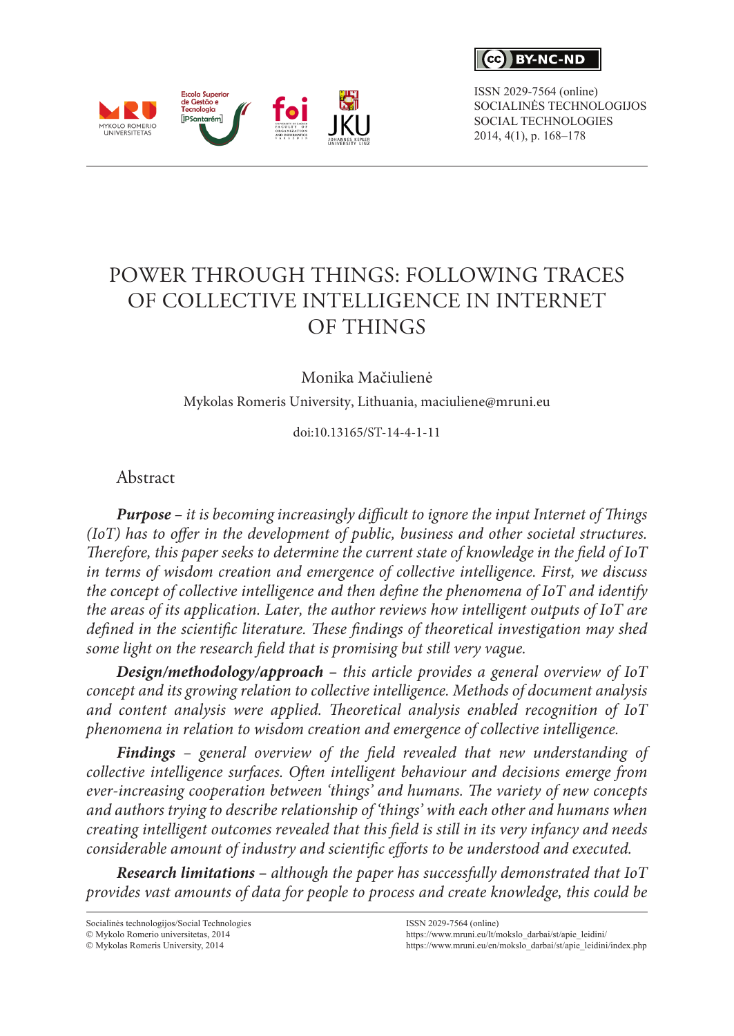# POWER THROUGH THINGS: FOLLOWING TRACES OF COLLECTIVE INTELLIGENCE IN INTERNET OF THINGS

Monika Mačiulienė

Mykolas Romeris University, Lithuania, maciuliene@mruni.eu

doi:10.13165/ST-14-4-1-11

## Abstract

***Purpose*** *– it is becoming increasingly difficult to ignore the input Internet of Things (IoT) has to offer in the development of public, business and other societal structures. Therefore, this paper seeks to determine the current state of knowledge in the field of IoT in terms of wisdom creation and emergence of collective intelligence. First, we discuss the concept of collective intelligence and then define the phenomena of IoT and identify the areas of its application. Later, the author reviews how intelligent outputs of IoT are defined in the scientific literature. These findings of theoretical investigation may shed some light on the research field that is promising but still very vague.*

***Design/methodology/approach*** *– this article provides a general overview of IoT concept and its growing relation to collective intelligence. Methods of document analysis and content analysis were applied. Theoretical analysis enabled recognition of IoT phenomena in relation to wisdom creation and emergence of collective intelligence.*

***Findings*** *– general overview of the field revealed that new understanding of collective intelligence surfaces. Often intelligent behaviour and decisions emerge from ever-increasing cooperation between 'things' and humans. The variety of new concepts and authors trying to describe relationship of 'things' with each other and humans when creating intelligent outcomes revealed that this field is still in its very infancy and needs considerable amount of industry and scientific efforts to be understood and executed.*

***Research limitations*** *– although the paper has successfully demonstrated that IoT provides vast amounts of data for people to process and create knowledge, this could be*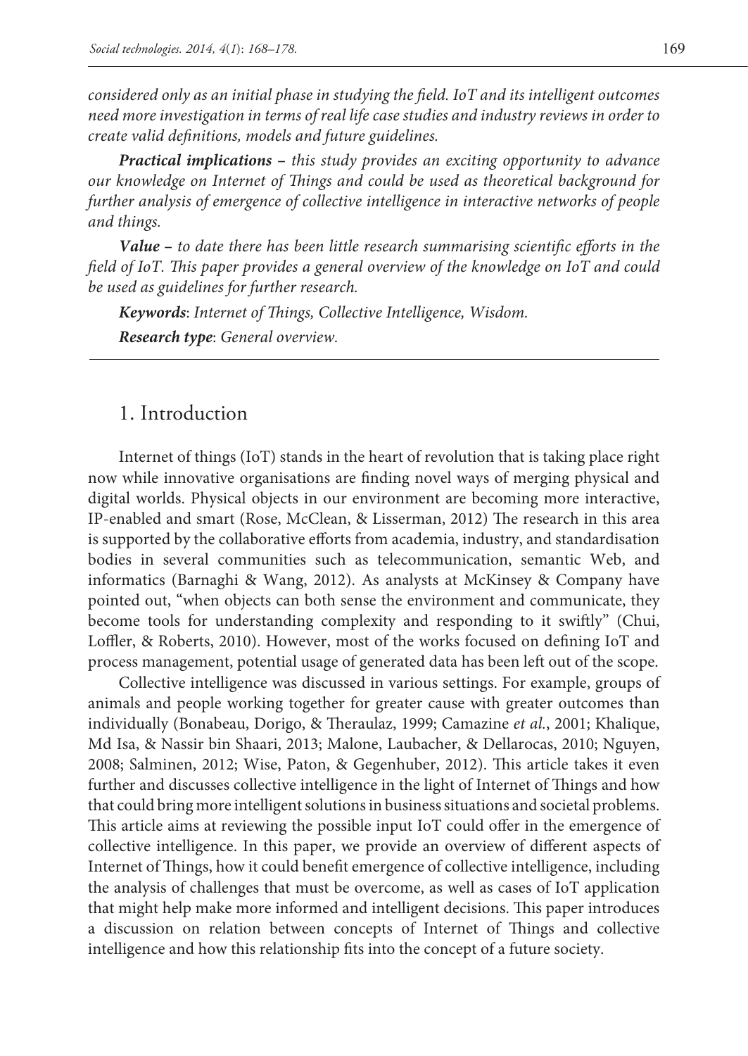*considered only as an initial phase in studying the field. IoT and its intelligent outcomes need more investigation in terms of real life case studies and industry reviews in order to create valid definitions, models and future guidelines.*

***Practical implications*** *– this study provides an exciting opportunity to advance our knowledge on Internet of Things and could be used as theoretical background for further analysis of emergence of collective intelligence in interactive networks of people and things.*

***Value*** *– to date there has been little research summarising scientific efforts in the field of IoT. This paper provides a general overview of the knowledge on IoT and could be used as guidelines for further research.*

***Keywords***: *Internet of Things, Collective Intelligence, Wisdom.*

***Research type***: *General overview.*

## 1. Introduction

Internet of things (IoT) stands in the heart of revolution that is taking place right now while innovative organisations are finding novel ways of merging physical and digital worlds. Physical objects in our environment are becoming more interactive, IP-enabled and smart (Rose, McClean, & Lisserman, 2012) The research in this area is supported by the collaborative efforts from academia, industry, and standardisation bodies in several communities such as telecommunication, semantic Web, and informatics (Barnaghi & Wang, 2012). As analysts at McKinsey & Company have pointed out, "when objects can both sense the environment and communicate, they become tools for understanding complexity and responding to it swiftly" (Chui, Loffler, & Roberts, 2010). However, most of the works focused on defining IoT and process management, potential usage of generated data has been left out of the scope.

Collective intelligence was discussed in various settings. For example, groups of animals and people working together for greater cause with greater outcomes than individually (Bonabeau, Dorigo, & Theraulaz, 1999; Camazine *et al.*, 2001; Khalique, Md Isa, & Nassir bin Shaari, 2013; Malone, Laubacher, & Dellarocas, 2010; Nguyen, 2008; Salminen, 2012; Wise, Paton, & Gegenhuber, 2012). This article takes it even further and discusses collective intelligence in the light of Internet of Things and how that could bring more intelligent solutions in business situations and societal problems. This article aims at reviewing the possible input IoT could offer in the emergence of collective intelligence. In this paper, we provide an overview of different aspects of Internet of Things, how it could benefit emergence of collective intelligence, including the analysis of challenges that must be overcome, as well as cases of IoT application that might help make more informed and intelligent decisions. This paper introduces a discussion on relation between concepts of Internet of Things and collective intelligence and how this relationship fits into the concept of a future society.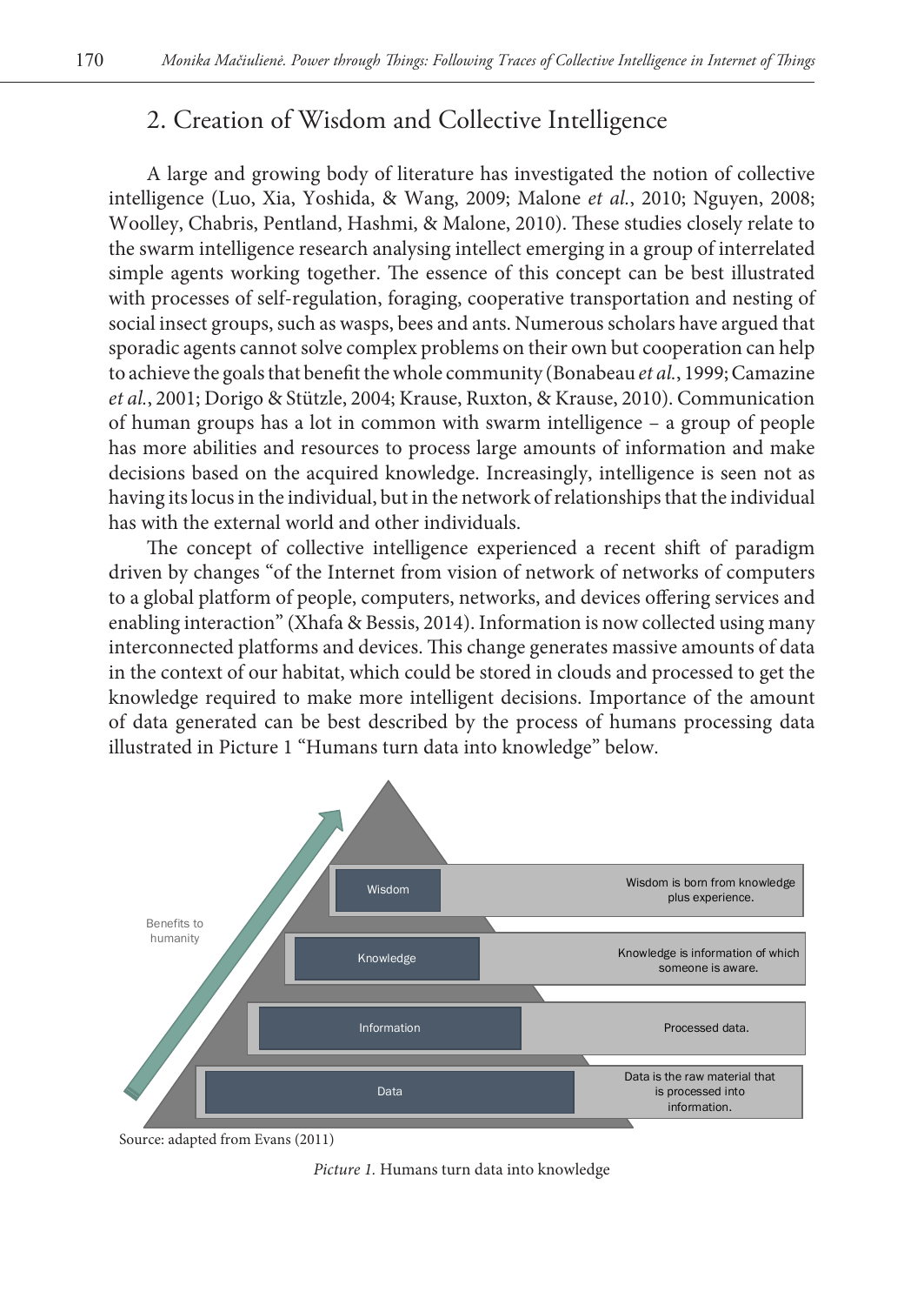## 2. Creation of Wisdom and Collective Intelligence

A large and growing body of literature has investigated the notion of collective intelligence (Luo, Xia, Yoshida, & Wang, 2009; Malone *et al.*, 2010; Nguyen, 2008; Woolley, Chabris, Pentland, Hashmi, & Malone, 2010). These studies closely relate to the swarm intelligence research analysing intellect emerging in a group of interrelated simple agents working together. The essence of this concept can be best illustrated with processes of self-regulation, foraging, cooperative transportation and nesting of social insect groups, such as wasps, bees and ants. Numerous scholars have argued that sporadic agents cannot solve complex problems on their own but cooperation can help to achieve the goals that benefit the whole community (Bonabeau *et al.*, 1999; Camazine *et al.*, 2001; Dorigo & Stützle, 2004; Krause, Ruxton, & Krause, 2010). Communication of human groups has a lot in common with swarm intelligence – a group of people has more abilities and resources to process large amounts of information and make decisions based on the acquired knowledge. Increasingly, intelligence is seen not as having its locus in the individual, but in the network of relationships that the individual has with the external world and other individuals.

The concept of collective intelligence experienced a recent shift of paradigm driven by changes "of the Internet from vision of network of networks of computers to a global platform of people, computers, networks, and devices offering services and enabling interaction" (Xhafa & Bessis, 2014). Information is now collected using many interconnected platforms and devices. This change generates massive amounts of data in the context of our habitat, which could be stored in clouds and processed to get the knowledge required to make more intelligent decisions. Importance of the amount of data generated can be best described by the process of humans processing data illustrated in Picture 1 "Humans turn data into knowledge" below.

Benefits to humanity

| Level | Description |
| --- | --- |
| Wisdom | Wisdom is born from knowledge plus experience. |
| Knowledge | Knowledge is information of which someone is aware. |
| Information | Processed data. |
| Data | Data is the raw material that is processed into information. |

Source: adapted from Evans (2011)

*Picture 1.* Humans turn data into knowledge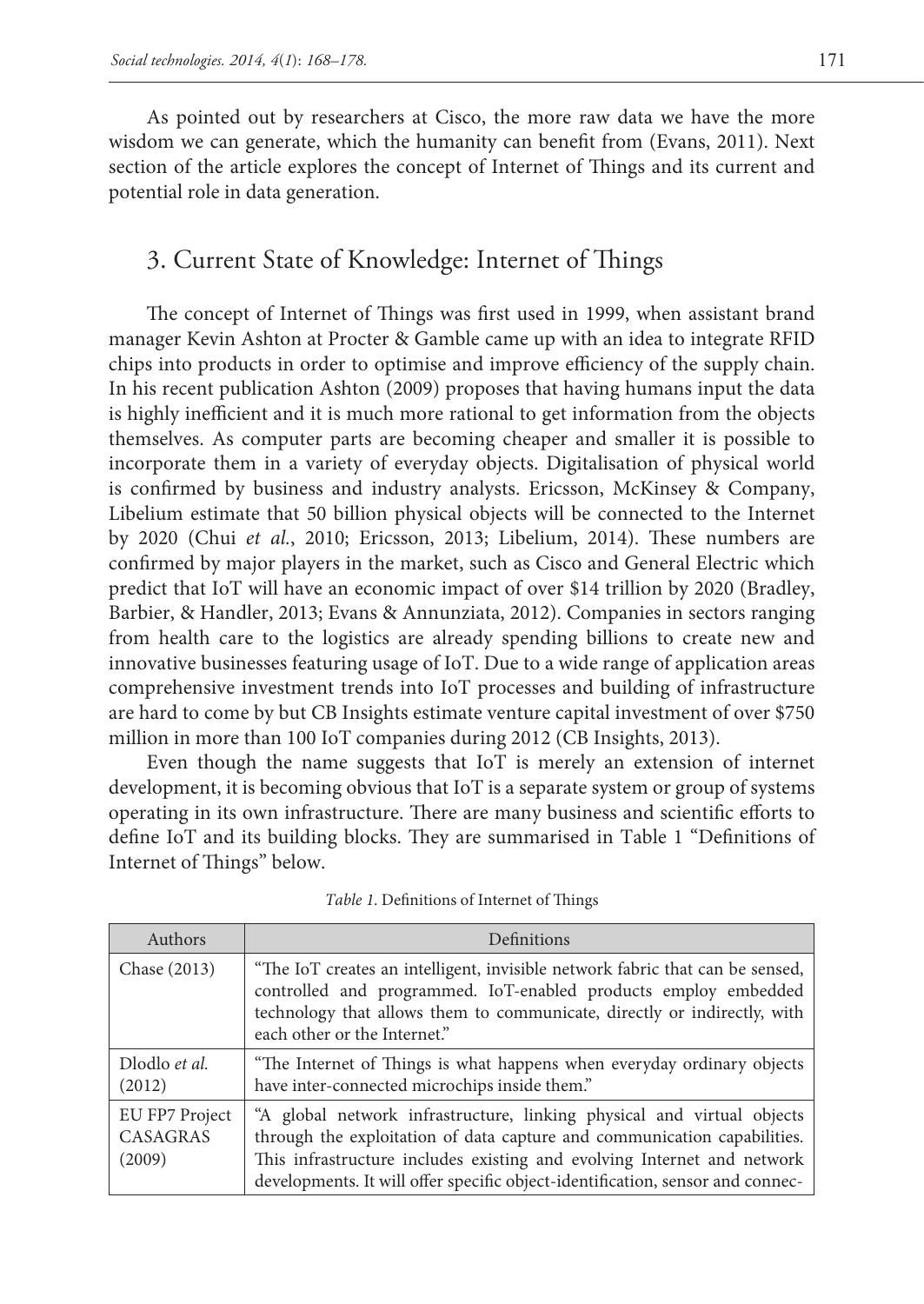As pointed out by researchers at Cisco, the more raw data we have the more wisdom we can generate, which the humanity can benefit from (Evans, 2011). Next section of the article explores the concept of Internet of Things and its current and potential role in data generation.

## 3. Current State of Knowledge: Internet of Things

The concept of Internet of Things was first used in 1999, when assistant brand manager Kevin Ashton at Procter & Gamble came up with an idea to integrate RFID chips into products in order to optimise and improve efficiency of the supply chain. In his recent publication Ashton (2009) proposes that having humans input the data is highly inefficient and it is much more rational to get information from the objects themselves. As computer parts are becoming cheaper and smaller it is possible to incorporate them in a variety of everyday objects. Digitalisation of physical world is confirmed by business and industry analysts. Ericsson, McKinsey & Company, Libelium estimate that 50 billion physical objects will be connected to the Internet by 2020 (Chui *et al.*, 2010; Ericsson, 2013; Libelium, 2014). These numbers are confirmed by major players in the market, such as Cisco and General Electric which predict that IoT will have an economic impact of over $14 trillion by 2020 (Bradley, Barbier, & Handler, 2013; Evans & Annunziata, 2012). Companies in sectors ranging from health care to the logistics are already spending billions to create new and innovative businesses featuring usage of IoT. Due to a wide range of application areas comprehensive investment trends into IoT processes and building of infrastructure are hard to come by but CB Insights estimate venture capital investment of over $750 million in more than 100 IoT companies during 2012 (CB Insights, 2013).

Even though the name suggests that IoT is merely an extension of internet development, it is becoming obvious that IoT is a separate system or group of systems operating in its own infrastructure. There are many business and scientific efforts to define IoT and its building blocks. They are summarised in Table 1 "Definitions of Internet of Things" below.

*Table 1.* Definitions of Internet of Things

| Authors | Definitions |
|---|---|
| Chase (2013) | "The IoT creates an intelligent, invisible network fabric that can be sensed, controlled and programmed. IoT-enabled products employ embedded technology that allows them to communicate, directly or indirectly, with each other or the Internet." |
| Dlodlo *et al.* (2012) | "The Internet of Things is what happens when everyday ordinary objects have inter-connected microchips inside them." |
| EU FP7 Project CASAGRAS (2009) | "A global network infrastructure, linking physical and virtual objects through the exploitation of data capture and communication capabilities. This infrastructure includes existing and evolving Internet and network developments. It will offer specific object-identification, sensor and connec- |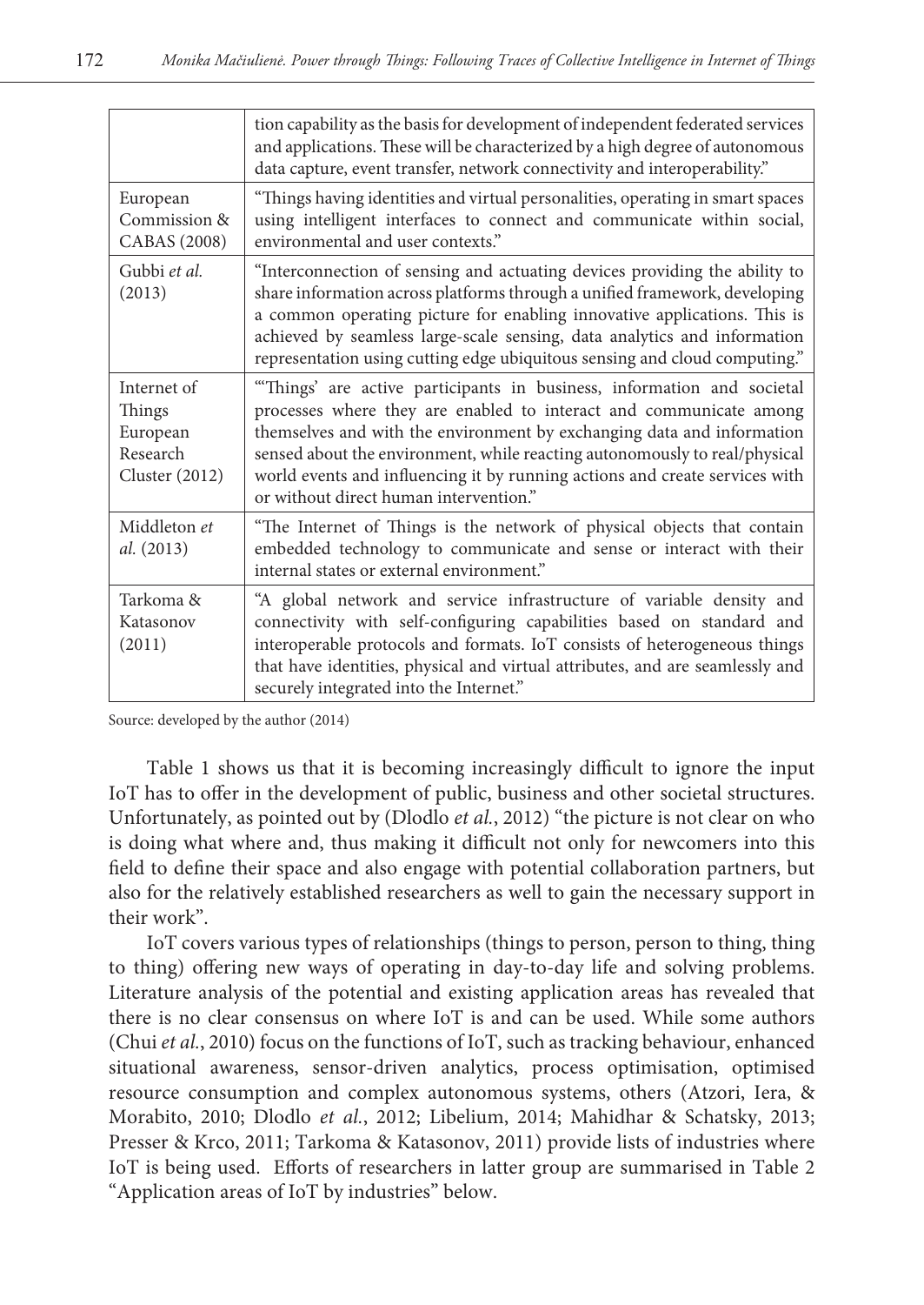| | |
|---|---|
| | tion capability as the basis for development of independent federated services and applications. These will be characterized by a high degree of autonomous data capture, event transfer, network connectivity and interoperability." |
| European Commission & CABAS (2008) | "Things having identities and virtual personalities, operating in smart spaces using intelligent interfaces to connect and communicate within social, environmental and user contexts." |
| Gubbi *et al.* (2013) | "Interconnection of sensing and actuating devices providing the ability to share information across platforms through a unified framework, developing a common operating picture for enabling innovative applications. This is achieved by seamless large-scale sensing, data analytics and information representation using cutting edge ubiquitous sensing and cloud computing." |
| Internet of Things European Research Cluster (2012) | "'Things' are active participants in business, information and societal processes where they are enabled to interact and communicate among themselves and with the environment by exchanging data and information sensed about the environment, while reacting autonomously to real/physical world events and influencing it by running actions and create services with or without direct human intervention." |
| Middleton *et al.* (2013) | "The Internet of Things is the network of physical objects that contain embedded technology to communicate and sense or interact with their internal states or external environment." |
| Tarkoma & Katasonov (2011) | "A global network and service infrastructure of variable density and connectivity with self-configuring capabilities based on standard and interoperable protocols and formats. IoT consists of heterogeneous things that have identities, physical and virtual attributes, and are seamlessly and securely integrated into the Internet." |

Source: developed by the author (2014)

Table 1 shows us that it is becoming increasingly difficult to ignore the input IoT has to offer in the development of public, business and other societal structures. Unfortunately, as pointed out by (Dlodlo *et al.*, 2012) "the picture is not clear on who is doing what where and, thus making it difficult not only for newcomers into this field to define their space and also engage with potential collaboration partners, but also for the relatively established researchers as well to gain the necessary support in their work".

IoT covers various types of relationships (things to person, person to thing, thing to thing) offering new ways of operating in day-to-day life and solving problems. Literature analysis of the potential and existing application areas has revealed that there is no clear consensus on where IoT is and can be used. While some authors (Chui *et al.*, 2010) focus on the functions of IoT, such as tracking behaviour, enhanced situational awareness, sensor-driven analytics, process optimisation, optimised resource consumption and complex autonomous systems, others (Atzori, Iera, & Morabito, 2010; Dlodlo *et al.*, 2012; Libelium, 2014; Mahidhar & Schatsky, 2013; Presser & Krco, 2011; Tarkoma & Katasonov, 2011) provide lists of industries where IoT is being used. Efforts of researchers in latter group are summarised in Table 2 "Application areas of IoT by industries" below.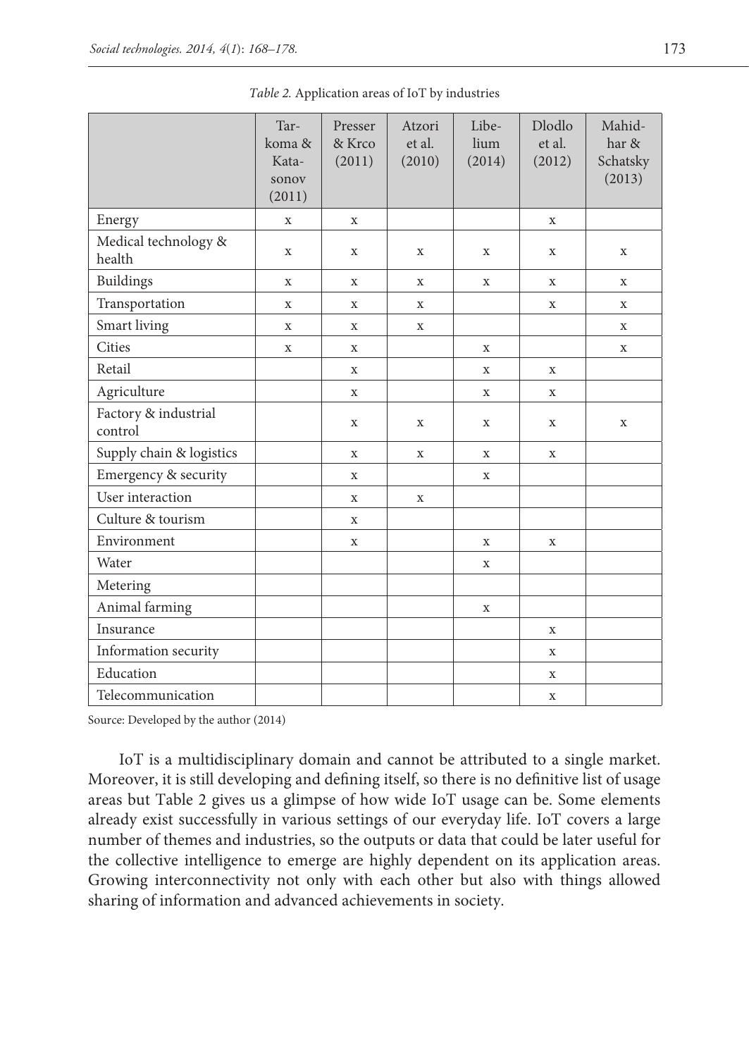*Table 2.* Application areas of IoT by industries

| | Tarkoma & Katasonov (2011) | Presser & Krco (2011) | Atzori et al. (2010) | Libelium (2014) | Dlodlo et al. (2012) | Mahidhar & Schatsky (2013) |
|---|---|---|---|---|---|---|
| Energy | x | x | | | x | |
| Medical technology & health | x | x | x | x | x | x |
| Buildings | x | x | x | x | x | x |
| Transportation | x | x | x | | x | x |
| Smart living | x | x | x | | | x |
| Cities | x | x | | x | | x |
| Retail | | x | | x | x | |
| Agriculture | | x | | x | x | |
| Factory & industrial control | | x | x | x | x | x |
| Supply chain & logistics | | x | x | x | x | |
| Emergency & security | | x | | x | | |
| User interaction | | x | x | | | |
| Culture & tourism | | x | | | | |
| Environment | | x | | x | x | |
| Water | | | | x | | |
| Metering | | | | | | |
| Animal farming | | | | x | | |
| Insurance | | | | | x | |
| Information security | | | | | x | |
| Education | | | | | x | |
| Telecommunication | | | | | x | |

Source: Developed by the author (2014)

IoT is a multidisciplinary domain and cannot be attributed to a single market. Moreover, it is still developing and defining itself, so there is no definitive list of usage areas but Table 2 gives us a glimpse of how wide IoT usage can be. Some elements already exist successfully in various settings of our everyday life. IoT covers a large number of themes and industries, so the outputs or data that could be later useful for the collective intelligence to emerge are highly dependent on its application areas. Growing interconnectivity not only with each other but also with things allowed sharing of information and advanced achievements in society.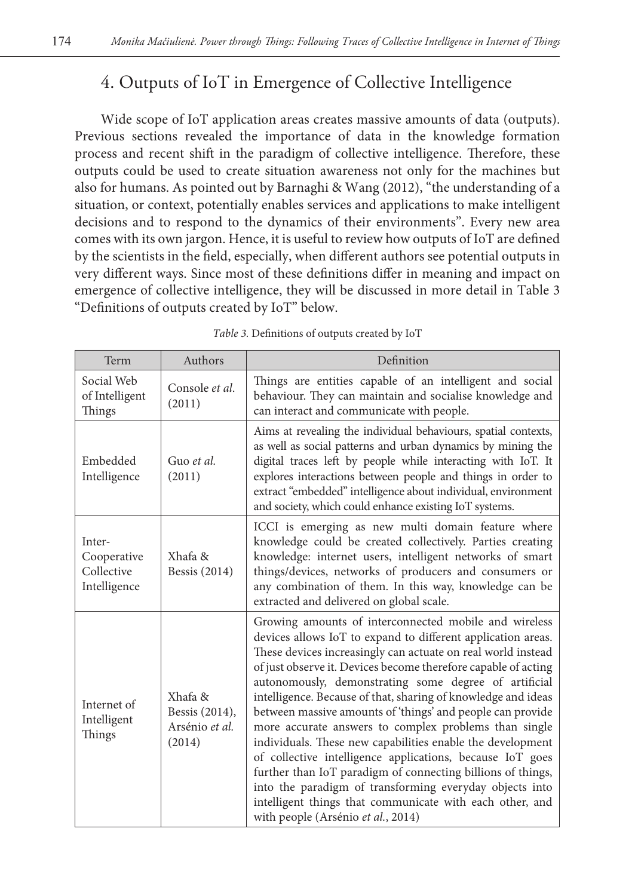## 4. Outputs of IoT in Emergence of Collective Intelligence

Wide scope of IoT application areas creates massive amounts of data (outputs). Previous sections revealed the importance of data in the knowledge formation process and recent shift in the paradigm of collective intelligence. Therefore, these outputs could be used to create situation awareness not only for the machines but also for humans. As pointed out by Barnaghi & Wang (2012), "the understanding of a situation, or context, potentially enables services and applications to make intelligent decisions and to respond to the dynamics of their environments". Every new area comes with its own jargon. Hence, it is useful to review how outputs of IoT are defined by the scientists in the field, especially, when different authors see potential outputs in very different ways. Since most of these definitions differ in meaning and impact on emergence of collective intelligence, they will be discussed in more detail in Table 3 "Definitions of outputs created by IoT" below.

*Table 3.* Definitions of outputs created by IoT

| Term | Authors | Definition |
|---|---|---|
| Social Web of Intelligent Things | Console *et al.* (2011) | Things are entities capable of an intelligent and social behaviour. They can maintain and socialise knowledge and can interact and communicate with people. |
| Embedded Intelligence | Guo *et al.* (2011) | Aims at revealing the individual behaviours, spatial contexts, as well as social patterns and urban dynamics by mining the digital traces left by people while interacting with IoT. It explores interactions between people and things in order to extract "embedded" intelligence about individual, environment and society, which could enhance existing IoT systems. |
| Inter-Cooperative Collective Intelligence | Xhafa & Bessis (2014) | ICCI is emerging as new multi domain feature where knowledge could be created collectively. Parties creating knowledge: internet users, intelligent networks of smart things/devices, networks of producers and consumers or any combination of them. In this way, knowledge can be extracted and delivered on global scale. |
| Internet of Intelligent Things | Xhafa & Bessis (2014), Arsénio *et al.* (2014) | Growing amounts of interconnected mobile and wireless devices allows IoT to expand to different application areas. These devices increasingly can actuate on real world instead of just observe it. Devices become therefore capable of acting autonomously, demonstrating some degree of artificial intelligence. Because of that, sharing of knowledge and ideas between massive amounts of 'things' and people can provide more accurate answers to complex problems than single individuals. These new capabilities enable the development of collective intelligence applications, because IoT goes further than IoT paradigm of connecting billions of things, into the paradigm of transforming everyday objects into intelligent things that communicate with each other, and with people (Arsénio *et al.*, 2014) |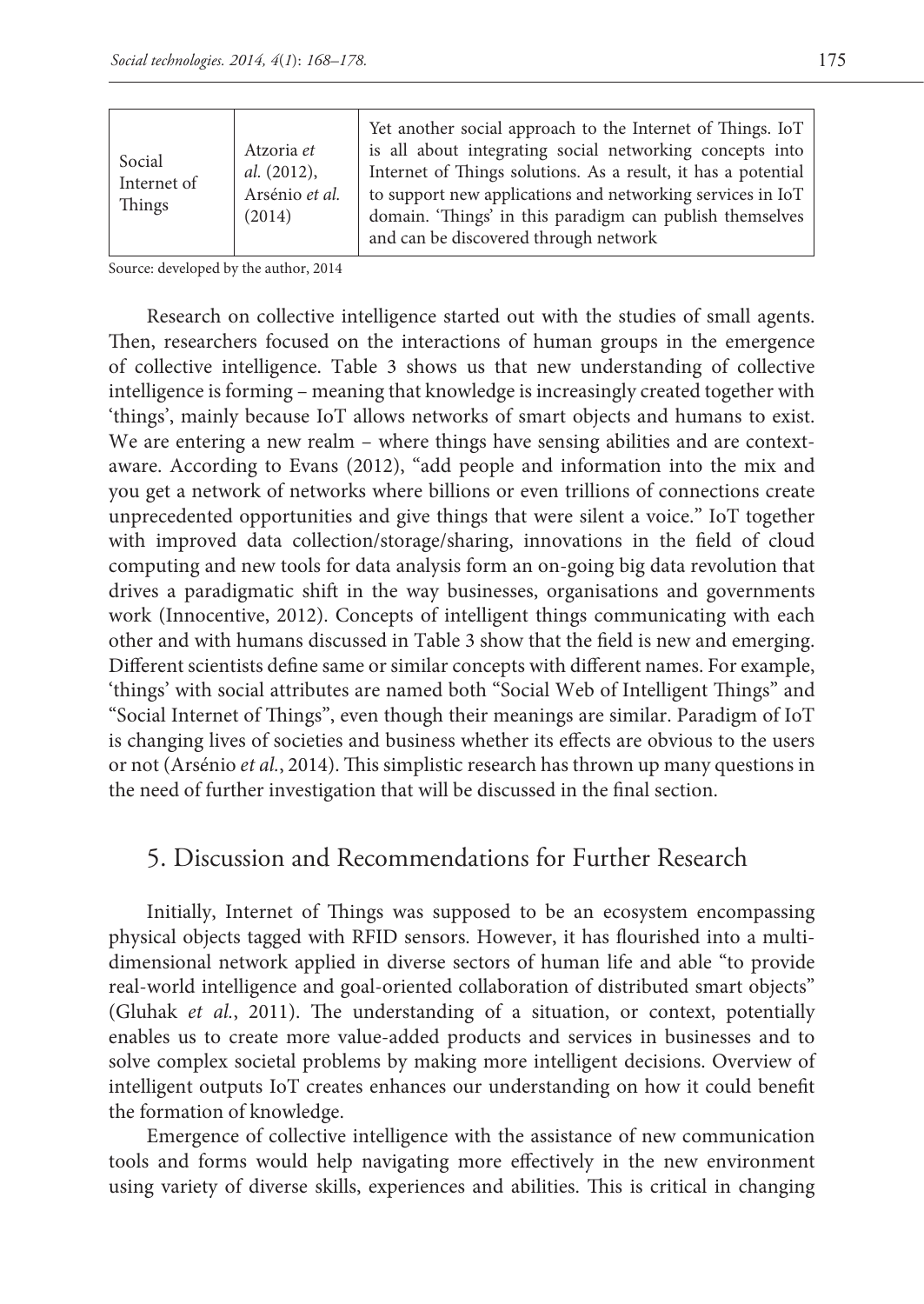| Social Internet of Things | Atzoria *et al.* (2012), Arsénio *et al.* (2014) | Yet another social approach to the Internet of Things. IoT is all about integrating social networking concepts into Internet of Things solutions. As a result, it has a potential to support new applications and networking services in IoT domain. 'Things' in this paradigm can publish themselves and can be discovered through network |
|---|---|---|

Source: developed by the author, 2014

Research on collective intelligence started out with the studies of small agents. Then, researchers focused on the interactions of human groups in the emergence of collective intelligence. Table 3 shows us that new understanding of collective intelligence is forming – meaning that knowledge is increasingly created together with 'things', mainly because IoT allows networks of smart objects and humans to exist. We are entering a new realm – where things have sensing abilities and are context-aware. According to Evans (2012), "add people and information into the mix and you get a network of networks where billions or even trillions of connections create unprecedented opportunities and give things that were silent a voice." IoT together with improved data collection/storage/sharing, innovations in the field of cloud computing and new tools for data analysis form an on-going big data revolution that drives a paradigmatic shift in the way businesses, organisations and governments work (Innocentive, 2012). Concepts of intelligent things communicating with each other and with humans discussed in Table 3 show that the field is new and emerging. Different scientists define same or similar concepts with different names. For example, 'things' with social attributes are named both "Social Web of Intelligent Things" and "Social Internet of Things", even though their meanings are similar. Paradigm of IoT is changing lives of societies and business whether its effects are obvious to the users or not (Arsénio *et al.*, 2014). This simplistic research has thrown up many questions in the need of further investigation that will be discussed in the final section.

## 5. Discussion and Recommendations for Further Research

Initially, Internet of Things was supposed to be an ecosystem encompassing physical objects tagged with RFID sensors. However, it has flourished into a multi-dimensional network applied in diverse sectors of human life and able "to provide real-world intelligence and goal-oriented collaboration of distributed smart objects" (Gluhak *et al.*, 2011). The understanding of a situation, or context, potentially enables us to create more value-added products and services in businesses and to solve complex societal problems by making more intelligent decisions. Overview of intelligent outputs IoT creates enhances our understanding on how it could benefit the formation of knowledge.

Emergence of collective intelligence with the assistance of new communication tools and forms would help navigating more effectively in the new environment using variety of diverse skills, experiences and abilities. This is critical in changing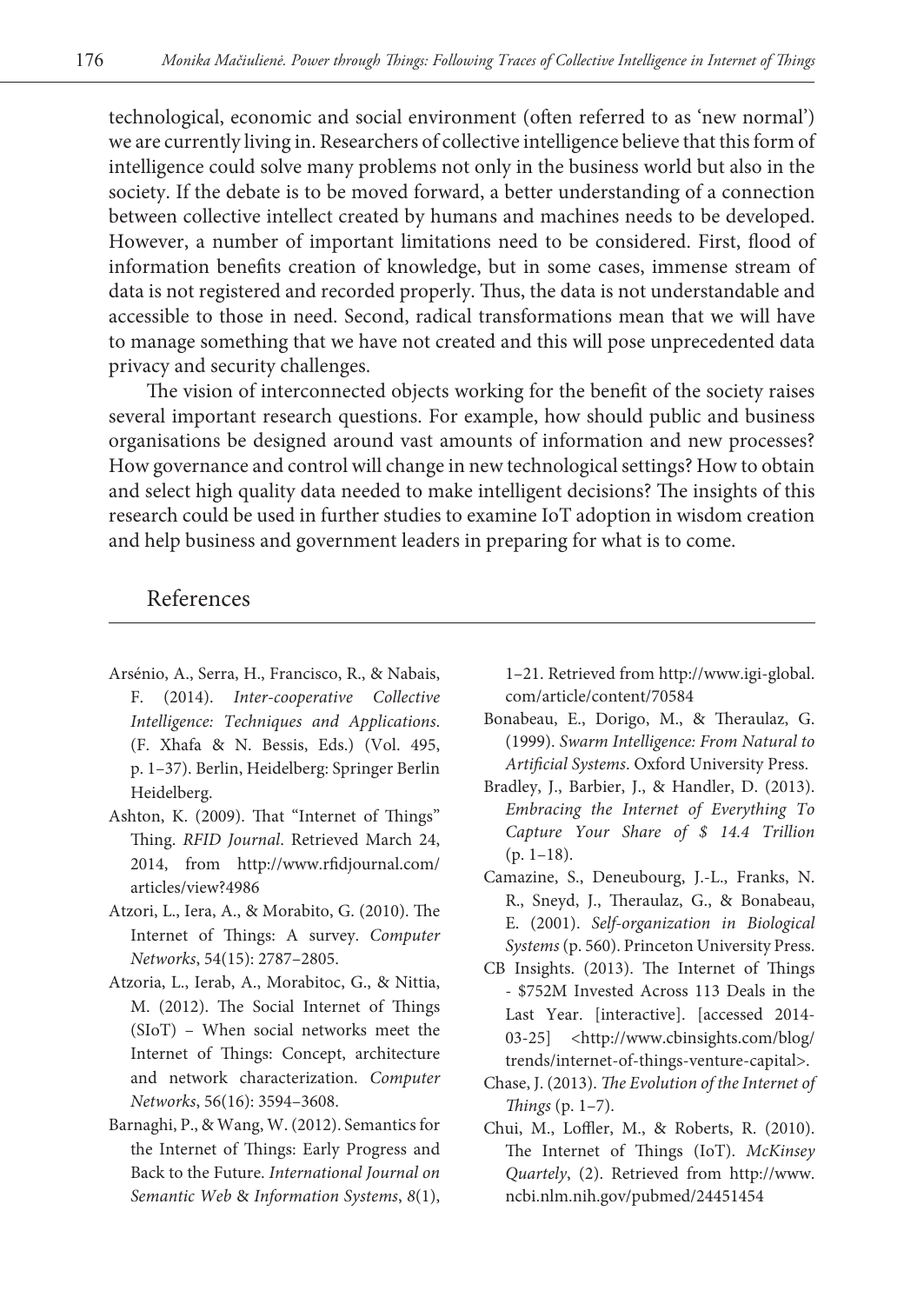technological, economic and social environment (often referred to as 'new normal') we are currently living in. Researchers of collective intelligence believe that this form of intelligence could solve many problems not only in the business world but also in the society. If the debate is to be moved forward, a better understanding of a connection between collective intellect created by humans and machines needs to be developed. However, a number of important limitations need to be considered. First, flood of information benefits creation of knowledge, but in some cases, immense stream of data is not registered and recorded properly. Thus, the data is not understandable and accessible to those in need. Second, radical transformations mean that we will have to manage something that we have not created and this will pose unprecedented data privacy and security challenges.

The vision of interconnected objects working for the benefit of the society raises several important research questions. For example, how should public and business organisations be designed around vast amounts of information and new processes? How governance and control will change in new technological settings? How to obtain and select high quality data needed to make intelligent decisions? The insights of this research could be used in further studies to examine IoT adoption in wisdom creation and help business and government leaders in preparing for what is to come.

## References

Arsénio, A., Serra, H., Francisco, R., & Nabais, F. (2014). *Inter-cooperative Collective Intelligence: Techniques and Applications*. (F. Xhafa & N. Bessis, Eds.) (Vol. 495, p. 1–37). Berlin, Heidelberg: Springer Berlin Heidelberg.

Ashton, K. (2009). That "Internet of Things" Thing. *RFID Journal*. Retrieved March 24, 2014, from http://www.rfidjournal.com/articles/view?4986

Atzori, L., Iera, A., & Morabito, G. (2010). The Internet of Things: A survey. *Computer Networks*, 54(15): 2787–2805.

Atzoria, L., Ierab, A., Morabitoc, G., & Nittia, M. (2012). The Social Internet of Things (SIoT) – When social networks meet the Internet of Things: Concept, architecture and network characterization. *Computer Networks*, 56(16): 3594–3608.

Barnaghi, P., & Wang, W. (2012). Semantics for the Internet of Things: Early Progress and Back to the Future. *International Journal on Semantic Web & Information Systems*, *8*(1), 1–21. Retrieved from http://www.igi-global.com/article/content/70584

Bonabeau, E., Dorigo, M., & Theraulaz, G. (1999). *Swarm Intelligence: From Natural to Artificial Systems*. Oxford University Press.

Bradley, J., Barbier, J., & Handler, D. (2013). *Embracing the Internet of Everything To Capture Your Share of $ 14.4 Trillion* (p. 1–18).

Camazine, S., Deneubourg, J.-L., Franks, N. R., Sneyd, J., Theraulaz, G., & Bonabeau, E. (2001). *Self-organization in Biological Systems* (p. 560). Princeton University Press.

CB Insights. (2013). The Internet of Things - $752M Invested Across 113 Deals in the Last Year. [interactive]. [accessed 2014-03-25] <http://www.cbinsights.com/blog/trends/internet-of-things-venture-capital>.

Chase, J. (2013). *The Evolution of the Internet of Things* (p. 1–7).

Chui, M., Loffler, M., & Roberts, R. (2010). The Internet of Things (IoT). *McKinsey Quartely*, (2). Retrieved from http://www.ncbi.nlm.nih.gov/pubmed/24451454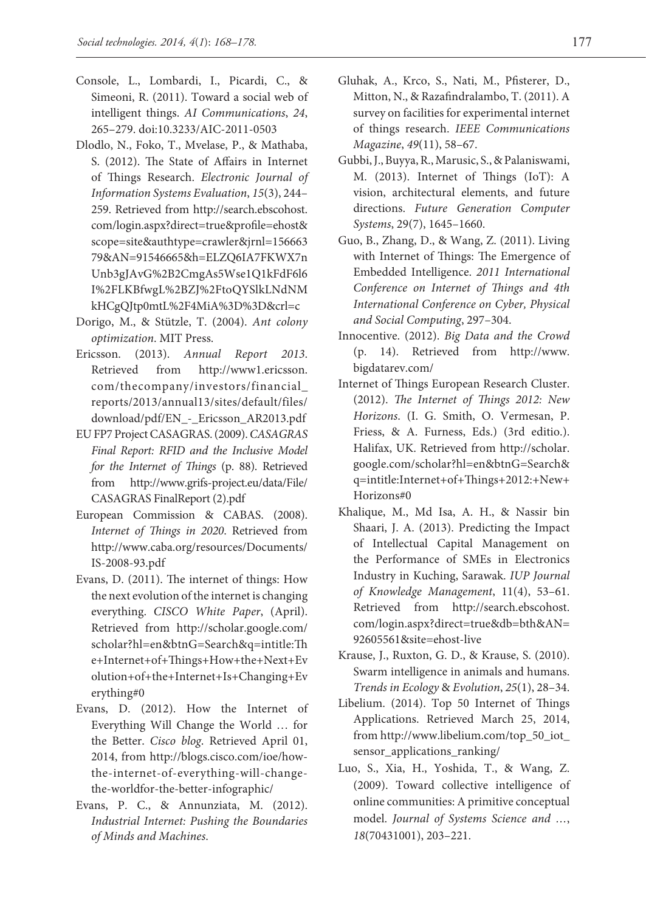Console, L., Lombardi, I., Picardi, C., & Simeoni, R. (2011). Toward a social web of intelligent things. *AI Communications*, *24*, 265–279. doi:10.3233/AIC-2011-0503

Dlodlo, N., Foko, T., Mvelase, P., & Mathaba, S. (2012). The State of Affairs in Internet of Things Research. *Electronic Journal of Information Systems Evaluation*, *15*(3), 244–259. Retrieved from http://search.ebscohost.com/login.aspx?direct=true&profile=ehost&scope=site&authtype=crawler&jrnl=15666379&AN=91546665&h=ELZQ6IA7FKWX7nUnb3gJAvG%2B2CmgAs5Wse1Q1kFdF6l6I%2FLKBfwgL%2BZJ%2FtoQYSlkLNdNMkHCgQJtp0mtL%2F4MiA%3D%3D&crl=c

Dorigo, M., & Stützle, T. (2004). *Ant colony optimization*. MIT Press.

Ericsson. (2013). *Annual Report 2013*. Retrieved from http://www1.ericsson.com/thecompany/investors/financial_reports/2013/annual13/sites/default/files/download/pdf/EN_-_Ericsson_AR2013.pdf

EU FP7 Project CASAGRAS. (2009). *CASAGRAS Final Report: RFID and the Inclusive Model for the Internet of Things* (p. 88). Retrieved from http://www.grifs-project.eu/data/File/CASAGRAS FinalReport (2).pdf

European Commission & CABAS. (2008). *Internet of Things in 2020*. Retrieved from http://www.caba.org/resources/Documents/IS-2008-93.pdf

Evans, D. (2011). The internet of things: How the next evolution of the internet is changing everything. *CISCO White Paper*, (April). Retrieved from http://scholar.google.com/scholar?hl=en&btnG=Search&q=intitle:The+Internet+of+Things+How+the+Next+Evolution+of+the+Internet+Is+Changing+Everything#0

Evans, D. (2012). How the Internet of Everything Will Change the World … for the Better. *Cisco blog*. Retrieved April 01, 2014, from http://blogs.cisco.com/ioe/how-the-internet-of-everything-will-change-the-worldfor-the-better-infographic/

Evans, P. C., & Annunziata, M. (2012). *Industrial Internet: Pushing the Boundaries of Minds and Machines*.

Gluhak, A., Krco, S., Nati, M., Pfisterer, D., Mitton, N., & Razafindralambo, T. (2011). A survey on facilities for experimental internet of things research. *IEEE Communications Magazine*, *49*(11), 58–67.

Gubbi, J., Buyya, R., Marusic, S., & Palaniswami, M. (2013). Internet of Things (IoT): A vision, architectural elements, and future directions. *Future Generation Computer Systems*, 29(7), 1645–1660.

Guo, B., Zhang, D., & Wang, Z. (2011). Living with Internet of Things: The Emergence of Embedded Intelligence. *2011 International Conference on Internet of Things and 4th International Conference on Cyber, Physical and Social Computing*, 297–304.

Innocentive. (2012). *Big Data and the Crowd* (p. 14). Retrieved from http://www.bigdatarev.com/

Internet of Things European Research Cluster. (2012). *The Internet of Things 2012: New Horizons*. (I. G. Smith, O. Vermesan, P. Friess, & A. Furness, Eds.) (3rd editio.). Halifax, UK. Retrieved from http://scholar.google.com/scholar?hl=en&btnG=Search&q=intitle:Internet+of+Things+2012:+New+Horizons#0

Khalique, M., Md Isa, A. H., & Nassir bin Shaari, J. A. (2013). Predicting the Impact of Intellectual Capital Management on the Performance of SMEs in Electronics Industry in Kuching, Sarawak. *IUP Journal of Knowledge Management*, 11(4), 53–61. Retrieved from http://search.ebscohost.com/login.aspx?direct=true&db=bth&AN=92605561&site=ehost-live

Krause, J., Ruxton, G. D., & Krause, S. (2010). Swarm intelligence in animals and humans. *Trends in Ecology & Evolution*, *25*(1), 28–34.

Libelium. (2014). Top 50 Internet of Things Applications. Retrieved March 25, 2014, from http://www.libelium.com/top_50_iot_sensor_applications_ranking/

Luo, S., Xia, H., Yoshida, T., & Wang, Z. (2009). Toward collective intelligence of online communities: A primitive conceptual model. *Journal of Systems Science and …*, *18*(70431001), 203–221.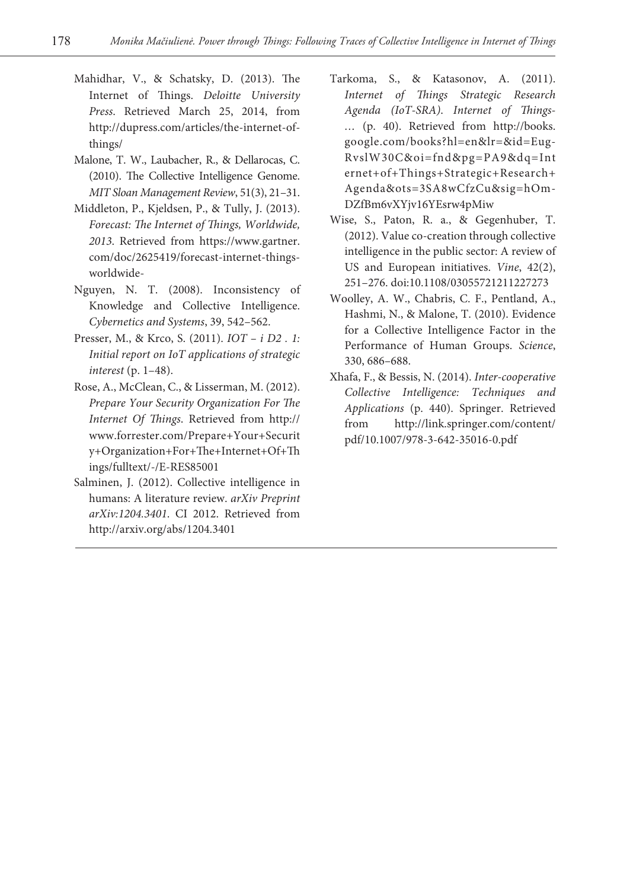Mahidhar, V., & Schatsky, D. (2013). The Internet of Things. *Deloitte University Press*. Retrieved March 25, 2014, from http://dupress.com/articles/the-internet-of-things/

Malone, T. W., Laubacher, R., & Dellarocas, C. (2010). The Collective Intelligence Genome. *MIT Sloan Management Review*, 51(3), 21–31.

Middleton, P., Kjeldsen, P., & Tully, J. (2013). *Forecast: The Internet of Things, Worldwide, 2013*. Retrieved from https://www.gartner.com/doc/2625419/forecast-internet-things-worldwide-

Nguyen, N. T. (2008). Inconsistency of Knowledge and Collective Intelligence. *Cybernetics and Systems*, 39, 542–562.

Presser, M., & Krco, S. (2011). *IOT – i D2 . 1: Initial report on IoT applications of strategic interest* (p. 1–48).

Rose, A., McClean, C., & Lisserman, M. (2012). *Prepare Your Security Organization For The Internet Of Things*. Retrieved from http://www.forrester.com/Prepare+Your+Security+Organization+For+The+Internet+Of+Things/fulltext/-/E-RES85001

Salminen, J. (2012). Collective intelligence in humans: A literature review. *arXiv Preprint arXiv:1204.3401*. CI 2012. Retrieved from http://arxiv.org/abs/1204.3401

Tarkoma, S., & Katasonov, A. (2011). *Internet of Things Strategic Research Agenda (IoT-SRA)*. *Internet of Things-…* (p. 40). Retrieved from http://books.google.com/books?hl=en&lr=&id=Eug-RvslW30C&oi=fnd&pg=PA9&dq=Internet+of+Things+Strategic+Research+Agenda&ots=3SA8wCfzCu&sig=hOm-DZfBm6vXYjv16YEsrw4pMiw

Wise, S., Paton, R. a., & Gegenhuber, T. (2012). Value co-creation through collective intelligence in the public sector: A review of US and European initiatives. *Vine*, 42(2), 251–276. doi:10.1108/03055721211227273

Woolley, A. W., Chabris, C. F., Pentland, A., Hashmi, N., & Malone, T. (2010). Evidence for a Collective Intelligence Factor in the Performance of Human Groups. *Science*, 330, 686–688.

Xhafa, F., & Bessis, N. (2014). *Inter-cooperative Collective Intelligence: Techniques and Applications* (p. 440). Springer. Retrieved from http://link.springer.com/content/pdf/10.1007/978-3-642-35016-0.pdf